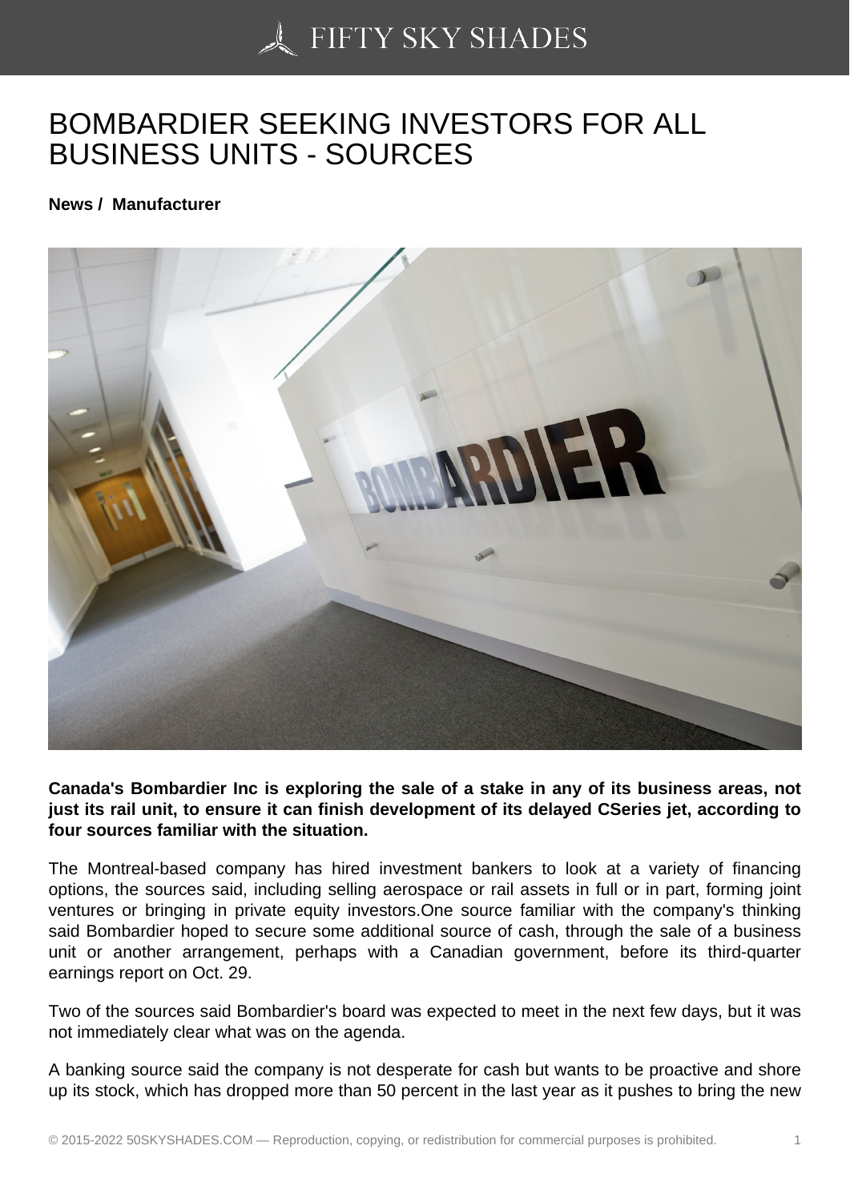# BOMBARDIER SEEKING INVESTORS FOR ALL BUSINESS UNITS - SOURCES

**News / Manufacturer**

**Canada's Bombardier Inc is exploring the sale of a stake in any of its business areas, not just its rail unit, to ensure it can finish development of its delayed CSeries jet, according to four sources familiar with the situation.**

The Montreal-based company has hired investment bankers to look at a variety of financing options, the sources said, including selling aerospace or rail assets in full or in part, forming joint ventures or bringing in private equity investors.One source familiar with the company's thinking said Bombardier hoped to secure some additional source of cash, through the sale of a business unit or another arrangement, perhaps with a Canadian government, before its third-quarter earnings report on Oct. 29.

Two of the sources said Bombardier's board was expected to meet in the next few days, but it was not immediately clear what was on the agenda.

A banking source said the company is not desperate for cash but wants to be proactive and shore up its stock, which has dropped more than 50 percent in the last year as it pushes to bring the new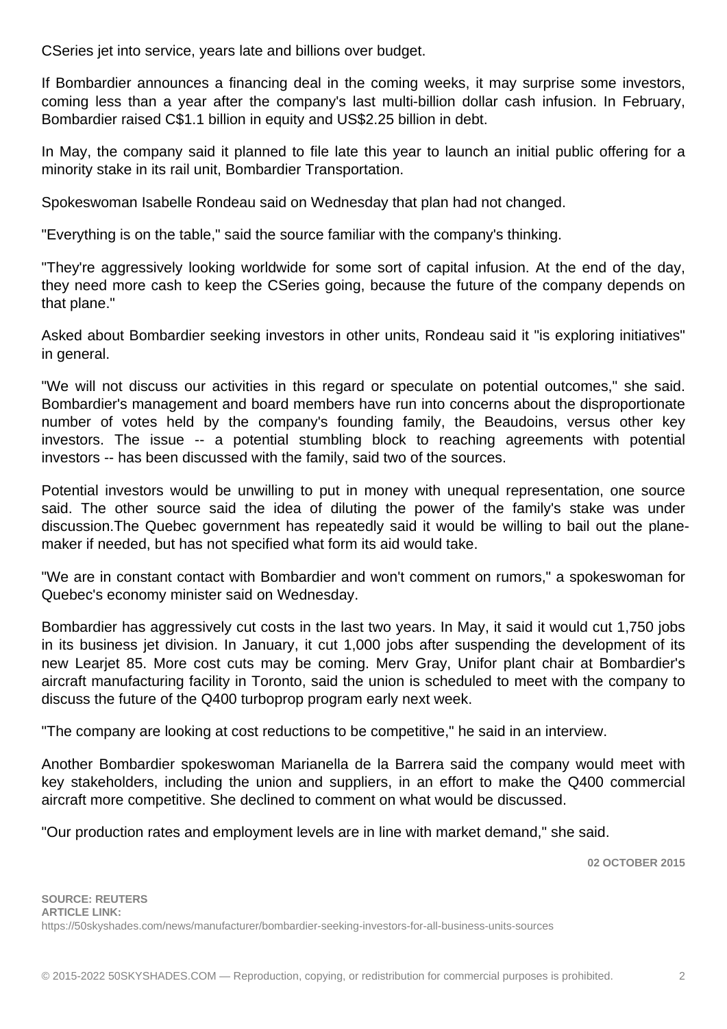CSeries jet into service, years late and billions over budget.

If Bombardier announces a financing deal in the coming weeks, it may surprise some investors, coming less than a year after the company's last multi-billion dollar cash infusion. In February, Bombardier raised C$1.1 billion in equity and US$2.25 billion in debt.

In May, the company said it planned to file late this year to launch an initial public offering for a minority stake in its rail unit, Bombardier Transportation.

Spokeswoman Isabelle Rondeau said on Wednesday that plan had not changed.

"Everything is on the table," said the source familiar with the company's thinking.

"They're aggressively looking worldwide for some sort of capital infusion. At the end of the day, they need more cash to keep the CSeries going, because the future of the company depends on that plane."

Asked about Bombardier seeking investors in other units, Rondeau said it "is exploring initiatives" in general.

"We will not discuss our activities in this regard or speculate on potential outcomes," she said. Bombardier's management and board members have run into concerns about the disproportionate number of votes held by the company's founding family, the Beaudoins, versus other key investors. The issue -- a potential stumbling block to reaching agreements with potential investors -- has been discussed with the family, said two of the sources.

Potential investors would be unwilling to put in money with unequal representation, one source said. The other source said the idea of diluting the power of the family's stake was under discussion.The Quebec government has repeatedly said it would be willing to bail out the plane-maker if needed, but has not specified what form its aid would take.

"We are in constant contact with Bombardier and won't comment on rumors," a spokeswoman for Quebec's economy minister said on Wednesday.

Bombardier has aggressively cut costs in the last two years. In May, it said it would cut 1,750 jobs in its business jet division. In January, it cut 1,000 jobs after suspending the development of its new Learjet 85. More cost cuts may be coming. Merv Gray, Unifor plant chair at Bombardier's aircraft manufacturing facility in Toronto, said the union is scheduled to meet with the company to discuss the future of the Q400 turboprop program early next week.

"The company are looking at cost reductions to be competitive," he said in an interview.

Another Bombardier spokeswoman Marianella de la Barrera said the company would meet with key stakeholders, including the union and suppliers, in an effort to make the Q400 commercial aircraft more competitive. She declined to comment on what would be discussed.

"Our production rates and employment levels are in line with market demand," she said.

**02 OCTOBER 2015**

**SOURCE: REUTERS**
**ARTICLE LINK:**
https://50skyshades.com/news/manufacturer/bombardier-seeking-investors-for-all-business-units-sources

© 2015-2022 50SKYSHADES.COM — Reproduction, copying, or redistribution for commercial purposes is prohibited.